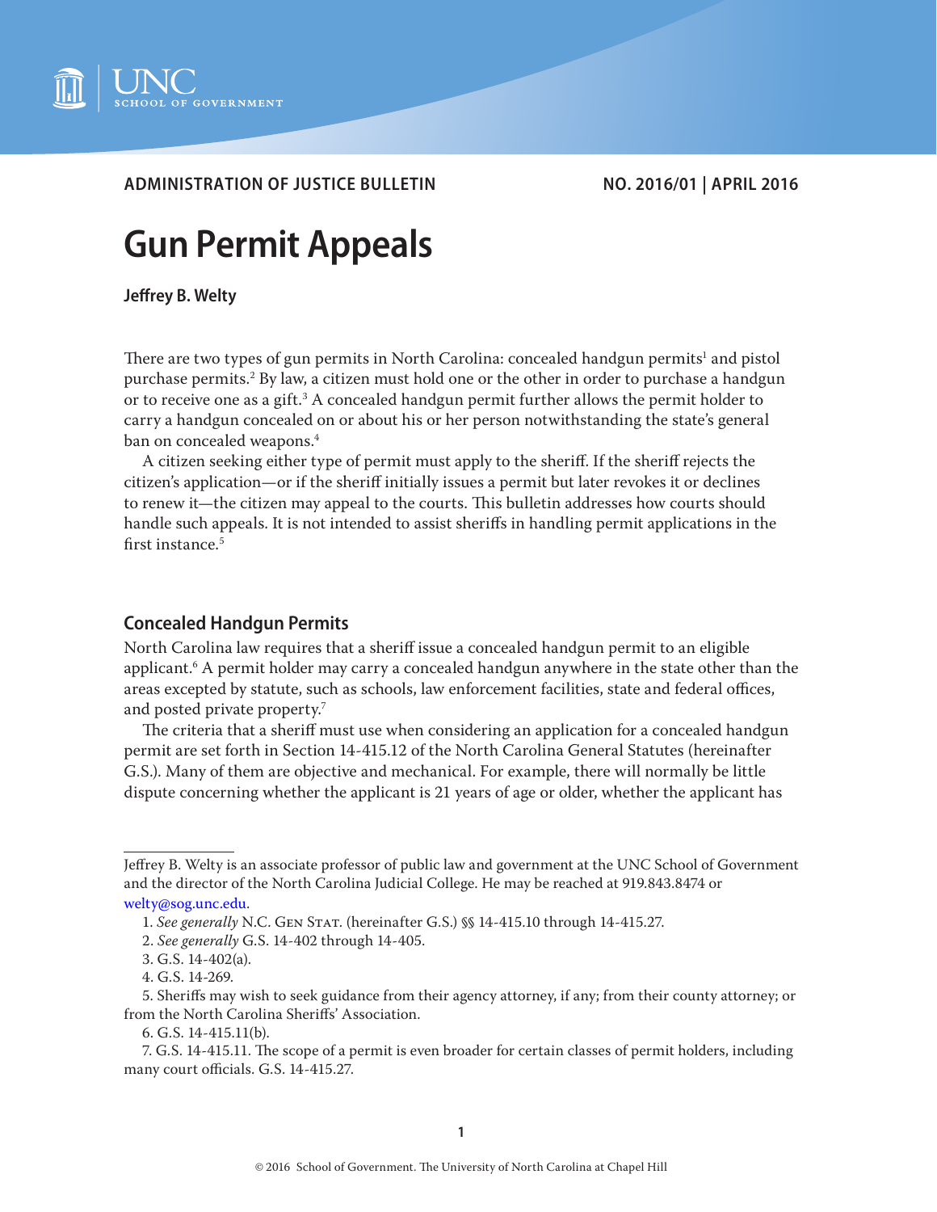ADMINISTRATION OF JUSTICE BULLETIN NO. 2016/01 | APRIL 2016

# Gun Permit Appeals

**Jeffrey B. Welty**

There are two types of gun permits in North Carolina: concealed handgun permits[1] and pistol purchase permits.[2] By law, a citizen must hold one or the other in order to purchase a handgun or to receive one as a gift.[3] A concealed handgun permit further allows the permit holder to carry a handgun concealed on or about his or her person notwithstanding the state's general ban on concealed weapons.[4]

A citizen seeking either type of permit must apply to the sheriff. If the sheriff rejects the citizen's application—or if the sheriff initially issues a permit but later revokes it or declines to renew it—the citizen may appeal to the courts. This bulletin addresses how courts should handle such appeals. It is not intended to assist sheriffs in handling permit applications in the first instance.[5]

## Concealed Handgun Permits

North Carolina law requires that a sheriff issue a concealed handgun permit to an eligible applicant.[6] A permit holder may carry a concealed handgun anywhere in the state other than the areas excepted by statute, such as schools, law enforcement facilities, state and federal offices, and posted private property.[7]

The criteria that a sheriff must use when considering an application for a concealed handgun permit are set forth in Section 14-415.12 of the North Carolina General Statutes (hereinafter G.S.). Many of them are objective and mechanical. For example, there will normally be little dispute concerning whether the applicant is 21 years of age or older, whether the applicant has

---

Jeffrey B. Welty is an associate professor of public law and government at the UNC School of Government and the director of the North Carolina Judicial College. He may be reached at 919.843.8474 or welty@sog.unc.edu.

1. *See generally* N.C. Gen Stat. (hereinafter G.S.) §§ 14-415.10 through 14-415.27.

2. *See generally* G.S. 14-402 through 14-405.

3. G.S. 14-402(a).

4. G.S. 14-269.

5. Sheriffs may wish to seek guidance from their agency attorney, if any; from their county attorney; or from the North Carolina Sheriffs' Association.

6. G.S. 14-415.11(b).

7. G.S. 14-415.11. The scope of a permit is even broader for certain classes of permit holders, including many court officials. G.S. 14-415.27.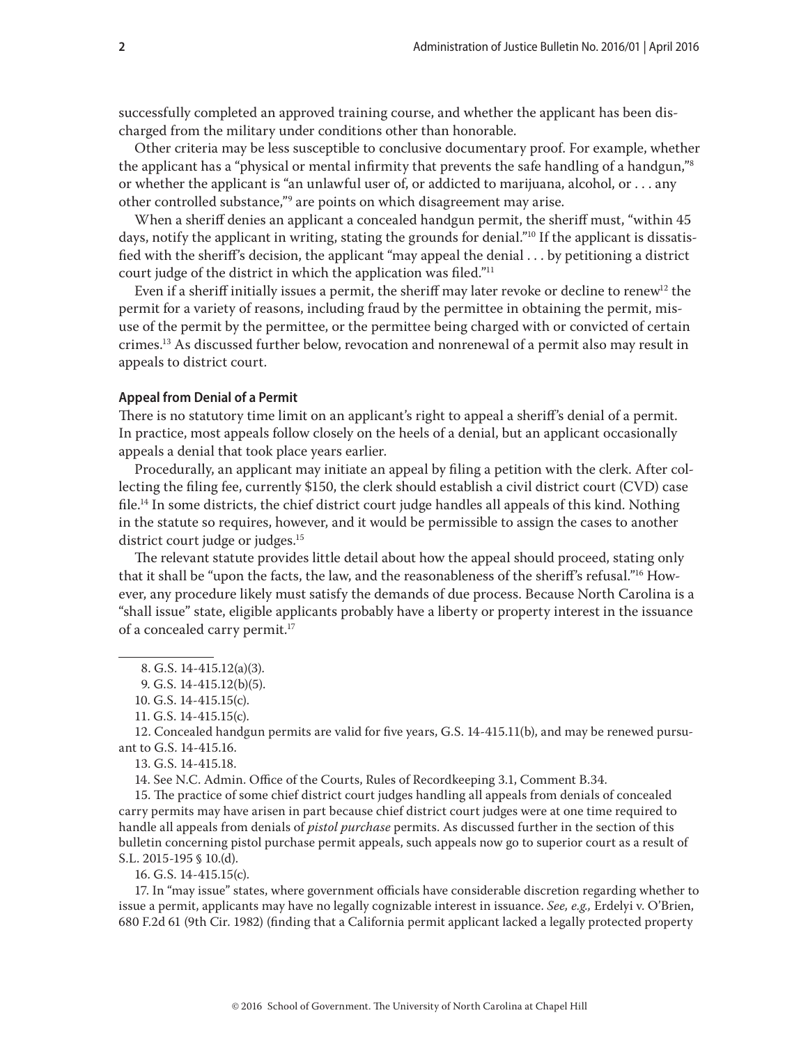successfully completed an approved training course, and whether the applicant has been discharged from the military under conditions other than honorable.

Other criteria may be less susceptible to conclusive documentary proof. For example, whether the applicant has a "physical or mental infirmity that prevents the safe handling of a handgun,"[8] or whether the applicant is "an unlawful user of, or addicted to marijuana, alcohol, or . . . any other controlled substance,"[9] are points on which disagreement may arise.

When a sheriff denies an applicant a concealed handgun permit, the sheriff must, "within 45 days, notify the applicant in writing, stating the grounds for denial."[10] If the applicant is dissatisfied with the sheriff's decision, the applicant "may appeal the denial . . . by petitioning a district court judge of the district in which the application was filed."[11]

Even if a sheriff initially issues a permit, the sheriff may later revoke or decline to renew[12] the permit for a variety of reasons, including fraud by the permittee in obtaining the permit, misuse of the permit by the permittee, or the permittee being charged with or convicted of certain crimes.[13] As discussed further below, revocation and nonrenewal of a permit also may result in appeals to district court.

### Appeal from Denial of a Permit

There is no statutory time limit on an applicant's right to appeal a sheriff's denial of a permit. In practice, most appeals follow closely on the heels of a denial, but an applicant occasionally appeals a denial that took place years earlier.

Procedurally, an applicant may initiate an appeal by filing a petition with the clerk. After collecting the filing fee, currently $150, the clerk should establish a civil district court (CVD) case file.[14] In some districts, the chief district court judge handles all appeals of this kind. Nothing in the statute so requires, however, and it would be permissible to assign the cases to another district court judge or judges.[15]

The relevant statute provides little detail about how the appeal should proceed, stating only that it shall be "upon the facts, the law, and the reasonableness of the sheriff's refusal."[16] However, any procedure likely must satisfy the demands of due process. Because North Carolina is a "shall issue" state, eligible applicants probably have a liberty or property interest in the issuance of a concealed carry permit.[17]

---

8. G.S. 14-415.12(a)(3).

9. G.S. 14-415.12(b)(5).

10. G.S. 14-415.15(c).

11. G.S. 14-415.15(c).

12. Concealed handgun permits are valid for five years, G.S. 14-415.11(b), and may be renewed pursuant to G.S. 14-415.16.

13. G.S. 14-415.18.

14. See N.C. Admin. Office of the Courts, Rules of Recordkeeping 3.1, Comment B.34.

15. The practice of some chief district court judges handling all appeals from denials of concealed carry permits may have arisen in part because chief district court judges were at one time required to handle all appeals from denials of *pistol purchase* permits. As discussed further in the section of this bulletin concerning pistol purchase permit appeals, such appeals now go to superior court as a result of S.L. 2015-195 § 10.(d).

16. G.S. 14-415.15(c).

17. In "may issue" states, where government officials have considerable discretion regarding whether to issue a permit, applicants may have no legally cognizable interest in issuance. *See, e.g.,* Erdelyi v. O'Brien, 680 F.2d 61 (9th Cir. 1982) (finding that a California permit applicant lacked a legally protected property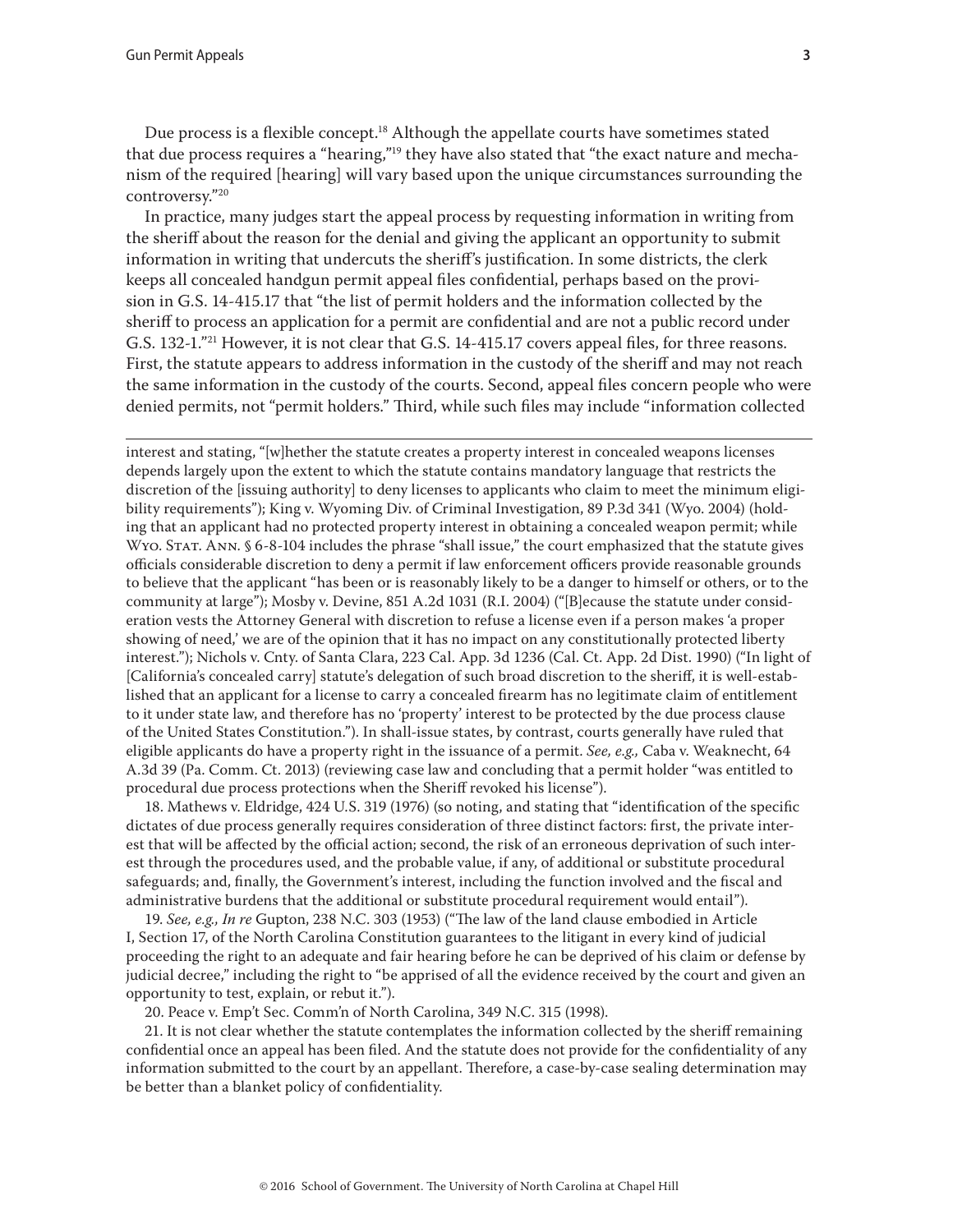Due process is a flexible concept.[18] Although the appellate courts have sometimes stated that due process requires a "hearing,"[19] they have also stated that "the exact nature and mechanism of the required [hearing] will vary based upon the unique circumstances surrounding the controversy."[20]

In practice, many judges start the appeal process by requesting information in writing from the sheriff about the reason for the denial and giving the applicant an opportunity to submit information in writing that undercuts the sheriff's justification. In some districts, the clerk keeps all concealed handgun permit appeal files confidential, perhaps based on the provision in G.S. 14-415.17 that "the list of permit holders and the information collected by the sheriff to process an application for a permit are confidential and are not a public record under G.S. 132-1."[21] However, it is not clear that G.S. 14-415.17 covers appeal files, for three reasons. First, the statute appears to address information in the custody of the sheriff and may not reach the same information in the custody of the courts. Second, appeal files concern people who were denied permits, not "permit holders." Third, while such files may include "information collected

---

interest and stating, "[w]hether the statute creates a property interest in concealed weapons licenses depends largely upon the extent to which the statute contains mandatory language that restricts the discretion of the [issuing authority] to deny licenses to applicants who claim to meet the minimum eligibility requirements"); King v. Wyoming Div. of Criminal Investigation, 89 P.3d 341 (Wyo. 2004) (holding that an applicant had no protected property interest in obtaining a concealed weapon permit; while Wyo. Stat. Ann. § 6-8-104 includes the phrase "shall issue," the court emphasized that the statute gives officials considerable discretion to deny a permit if law enforcement officers provide reasonable grounds to believe that the applicant "has been or is reasonably likely to be a danger to himself or others, or to the community at large"); Mosby v. Devine, 851 A.2d 1031 (R.I. 2004) ("[B]ecause the statute under consideration vests the Attorney General with discretion to refuse a license even if a person makes 'a proper showing of need,' we are of the opinion that it has no impact on any constitutionally protected liberty interest."); Nichols v. Cnty. of Santa Clara, 223 Cal. App. 3d 1236 (Cal. Ct. App. 2d Dist. 1990) ("In light of [California's concealed carry] statute's delegation of such broad discretion to the sheriff, it is well-established that an applicant for a license to carry a concealed firearm has no legitimate claim of entitlement to it under state law, and therefore has no 'property' interest to be protected by the due process clause of the United States Constitution."). In shall-issue states, by contrast, courts generally have ruled that eligible applicants do have a property right in the issuance of a permit. *See, e.g.,* Caba v. Weaknecht, 64 A.3d 39 (Pa. Comm. Ct. 2013) (reviewing case law and concluding that a permit holder "was entitled to procedural due process protections when the Sheriff revoked his license").

18. Mathews v. Eldridge, 424 U.S. 319 (1976) (so noting, and stating that "identification of the specific dictates of due process generally requires consideration of three distinct factors: first, the private interest that will be affected by the official action; second, the risk of an erroneous deprivation of such interest through the procedures used, and the probable value, if any, of additional or substitute procedural safeguards; and, finally, the Government's interest, including the function involved and the fiscal and administrative burdens that the additional or substitute procedural requirement would entail").

19. *See, e.g., In re* Gupton, 238 N.C. 303 (1953) ("The law of the land clause embodied in Article I, Section 17, of the North Carolina Constitution guarantees to the litigant in every kind of judicial proceeding the right to an adequate and fair hearing before he can be deprived of his claim or defense by judicial decree," including the right to "be apprised of all the evidence received by the court and given an opportunity to test, explain, or rebut it.").

20. Peace v. Emp't Sec. Comm'n of North Carolina, 349 N.C. 315 (1998).

21. It is not clear whether the statute contemplates the information collected by the sheriff remaining confidential once an appeal has been filed. And the statute does not provide for the confidentiality of any information submitted to the court by an appellant. Therefore, a case-by-case sealing determination may be better than a blanket policy of confidentiality.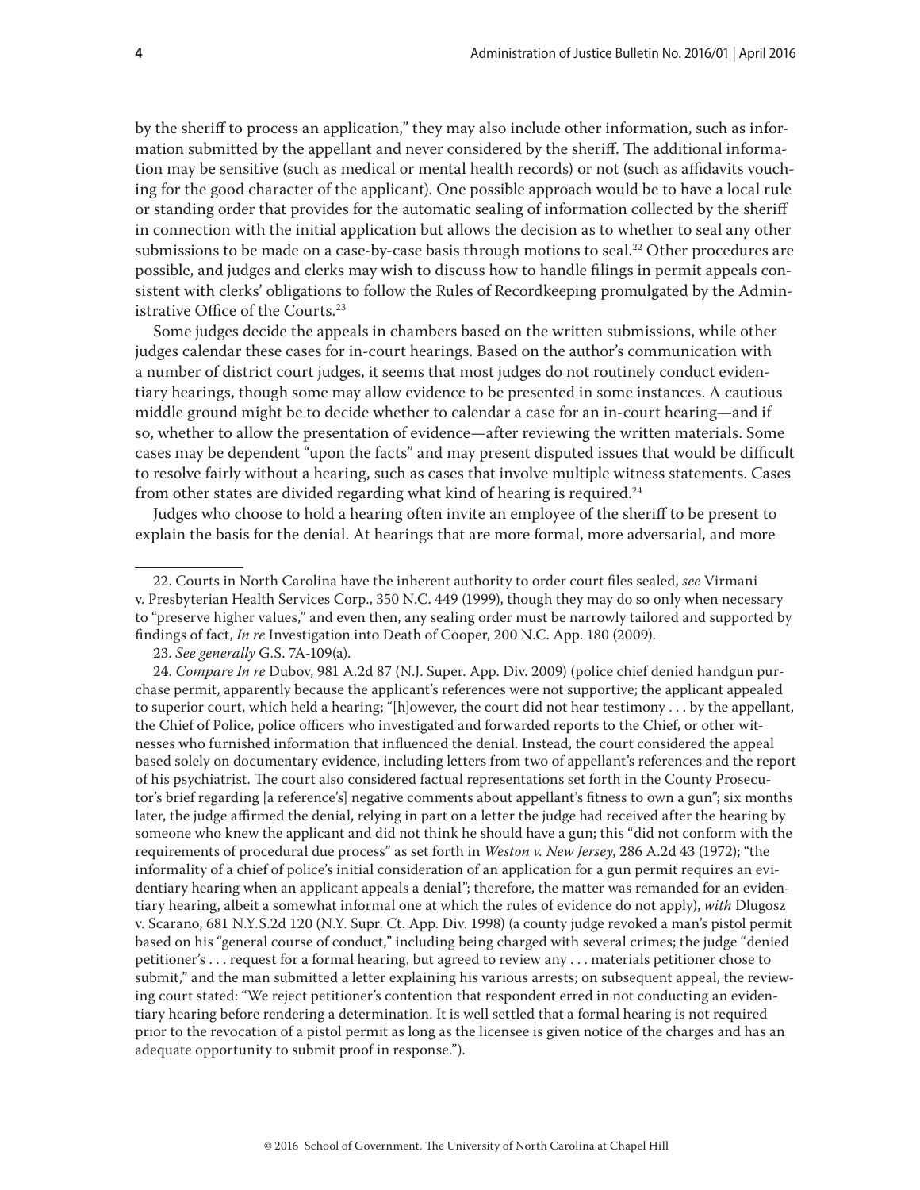by the sheriff to process an application," they may also include other information, such as information submitted by the appellant and never considered by the sheriff. The additional information may be sensitive (such as medical or mental health records) or not (such as affidavits vouching for the good character of the applicant). One possible approach would be to have a local rule or standing order that provides for the automatic sealing of information collected by the sheriff in connection with the initial application but allows the decision as to whether to seal any other submissions to be made on a case-by-case basis through motions to seal.[22] Other procedures are possible, and judges and clerks may wish to discuss how to handle filings in permit appeals consistent with clerks' obligations to follow the Rules of Recordkeeping promulgated by the Administrative Office of the Courts.[23]

Some judges decide the appeals in chambers based on the written submissions, while other judges calendar these cases for in-court hearings. Based on the author's communication with a number of district court judges, it seems that most judges do not routinely conduct evidentiary hearings, though some may allow evidence to be presented in some instances. A cautious middle ground might be to decide whether to calendar a case for an in-court hearing—and if so, whether to allow the presentation of evidence—after reviewing the written materials. Some cases may be dependent "upon the facts" and may present disputed issues that would be difficult to resolve fairly without a hearing, such as cases that involve multiple witness statements. Cases from other states are divided regarding what kind of hearing is required.[24]

Judges who choose to hold a hearing often invite an employee of the sheriff to be present to explain the basis for the denial. At hearings that are more formal, more adversarial, and more

---

22. Courts in North Carolina have the inherent authority to order court files sealed, *see* Virmani v. Presbyterian Health Services Corp., 350 N.C. 449 (1999), though they may do so only when necessary to "preserve higher values," and even then, any sealing order must be narrowly tailored and supported by findings of fact, *In re* Investigation into Death of Cooper, 200 N.C. App. 180 (2009).

23. *See generally* G.S. 7A-109(a).

24. *Compare In re* Dubov, 981 A.2d 87 (N.J. Super. App. Div. 2009) (police chief denied handgun purchase permit, apparently because the applicant's references were not supportive; the applicant appealed to superior court, which held a hearing; "[h]owever, the court did not hear testimony . . . by the appellant, the Chief of Police, police officers who investigated and forwarded reports to the Chief, or other witnesses who furnished information that influenced the denial. Instead, the court considered the appeal based solely on documentary evidence, including letters from two of appellant's references and the report of his psychiatrist. The court also considered factual representations set forth in the County Prosecutor's brief regarding [a reference's] negative comments about appellant's fitness to own a gun"; six months later, the judge affirmed the denial, relying in part on a letter the judge had received after the hearing by someone who knew the applicant and did not think he should have a gun; this "did not conform with the requirements of procedural due process" as set forth in *Weston v. New Jersey*, 286 A.2d 43 (1972); "the informality of a chief of police's initial consideration of an application for a gun permit requires an evidentiary hearing when an applicant appeals a denial"; therefore, the matter was remanded for an evidentiary hearing, albeit a somewhat informal one at which the rules of evidence do not apply), *with* Dlugosz v. Scarano, 681 N.Y.S.2d 120 (N.Y. Supr. Ct. App. Div. 1998) (a county judge revoked a man's pistol permit based on his "general course of conduct," including being charged with several crimes; the judge "denied petitioner's . . . request for a formal hearing, but agreed to review any . . . materials petitioner chose to submit," and the man submitted a letter explaining his various arrests; on subsequent appeal, the reviewing court stated: "We reject petitioner's contention that respondent erred in not conducting an evidentiary hearing before rendering a determination. It is well settled that a formal hearing is not required prior to the revocation of a pistol permit as long as the licensee is given notice of the charges and has an adequate opportunity to submit proof in response.").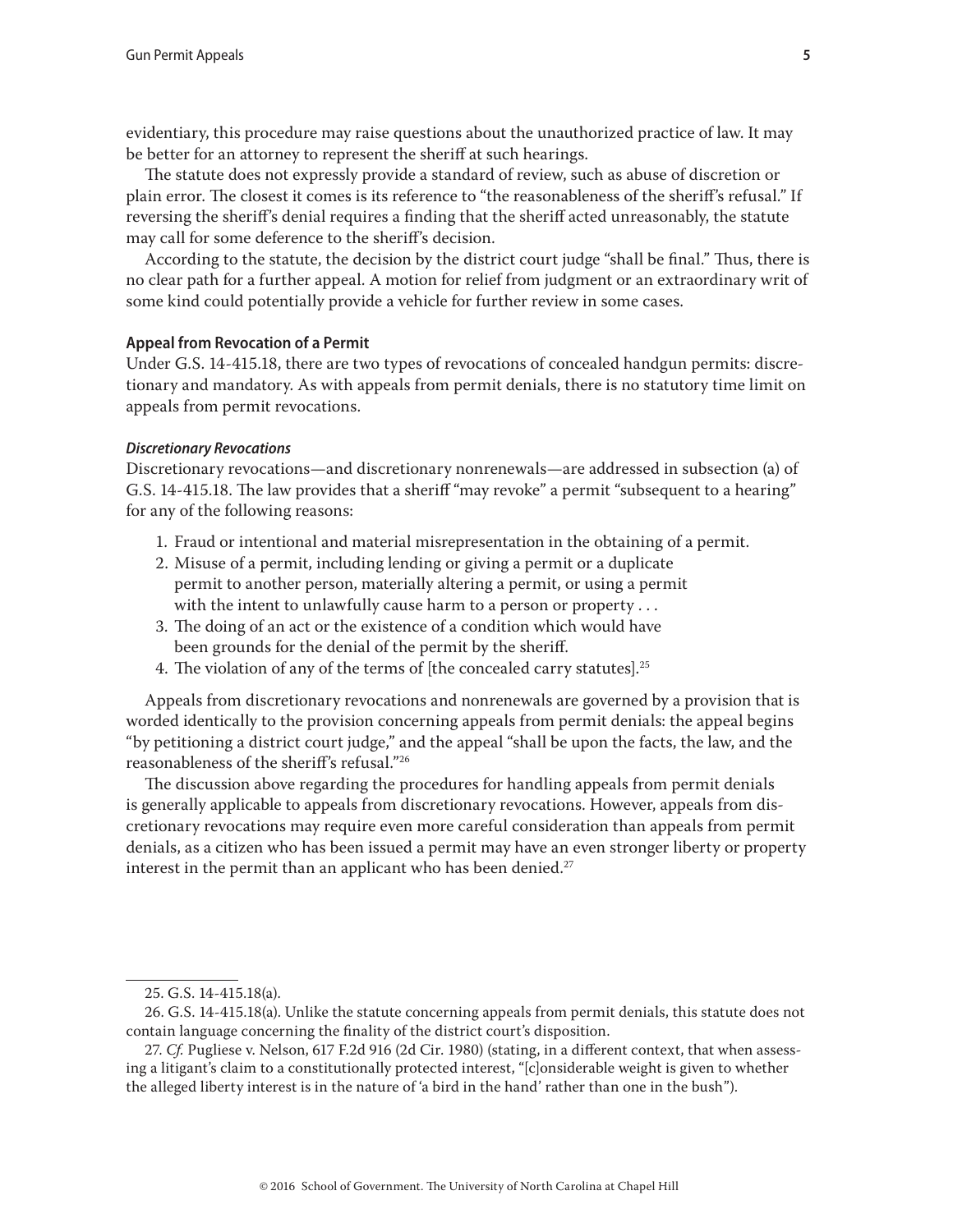evidentiary, this procedure may raise questions about the unauthorized practice of law. It may be better for an attorney to represent the sheriff at such hearings.

The statute does not expressly provide a standard of review, such as abuse of discretion or plain error. The closest it comes is its reference to "the reasonableness of the sheriff's refusal." If reversing the sheriff's denial requires a finding that the sheriff acted unreasonably, the statute may call for some deference to the sheriff's decision.

According to the statute, the decision by the district court judge "shall be final." Thus, there is no clear path for a further appeal. A motion for relief from judgment or an extraordinary writ of some kind could potentially provide a vehicle for further review in some cases.

### Appeal from Revocation of a Permit

Under G.S. 14-415.18, there are two types of revocations of concealed handgun permits: discretionary and mandatory. As with appeals from permit denials, there is no statutory time limit on appeals from permit revocations.

#### *Discretionary Revocations*

Discretionary revocations—and discretionary nonrenewals—are addressed in subsection (a) of G.S. 14-415.18. The law provides that a sheriff "may revoke" a permit "subsequent to a hearing" for any of the following reasons:

1. Fraud or intentional and material misrepresentation in the obtaining of a permit.
2. Misuse of a permit, including lending or giving a permit or a duplicate permit to another person, materially altering a permit, or using a permit with the intent to unlawfully cause harm to a person or property . . .
3. The doing of an act or the existence of a condition which would have been grounds for the denial of the permit by the sheriff.
4. The violation of any of the terms of [the concealed carry statutes].[25]

Appeals from discretionary revocations and nonrenewals are governed by a provision that is worded identically to the provision concerning appeals from permit denials: the appeal begins "by petitioning a district court judge," and the appeal "shall be upon the facts, the law, and the reasonableness of the sheriff's refusal."[26]

The discussion above regarding the procedures for handling appeals from permit denials is generally applicable to appeals from discretionary revocations. However, appeals from discretionary revocations may require even more careful consideration than appeals from permit denials, as a citizen who has been issued a permit may have an even stronger liberty or property interest in the permit than an applicant who has been denied.[27]

---

25. G.S. 14-415.18(a).

26. G.S. 14-415.18(a). Unlike the statute concerning appeals from permit denials, this statute does not contain language concerning the finality of the district court's disposition.

27. *Cf.* Pugliese v. Nelson, 617 F.2d 916 (2d Cir. 1980) (stating, in a different context, that when assessing a litigant's claim to a constitutionally protected interest, "[c]onsiderable weight is given to whether the alleged liberty interest is in the nature of 'a bird in the hand' rather than one in the bush").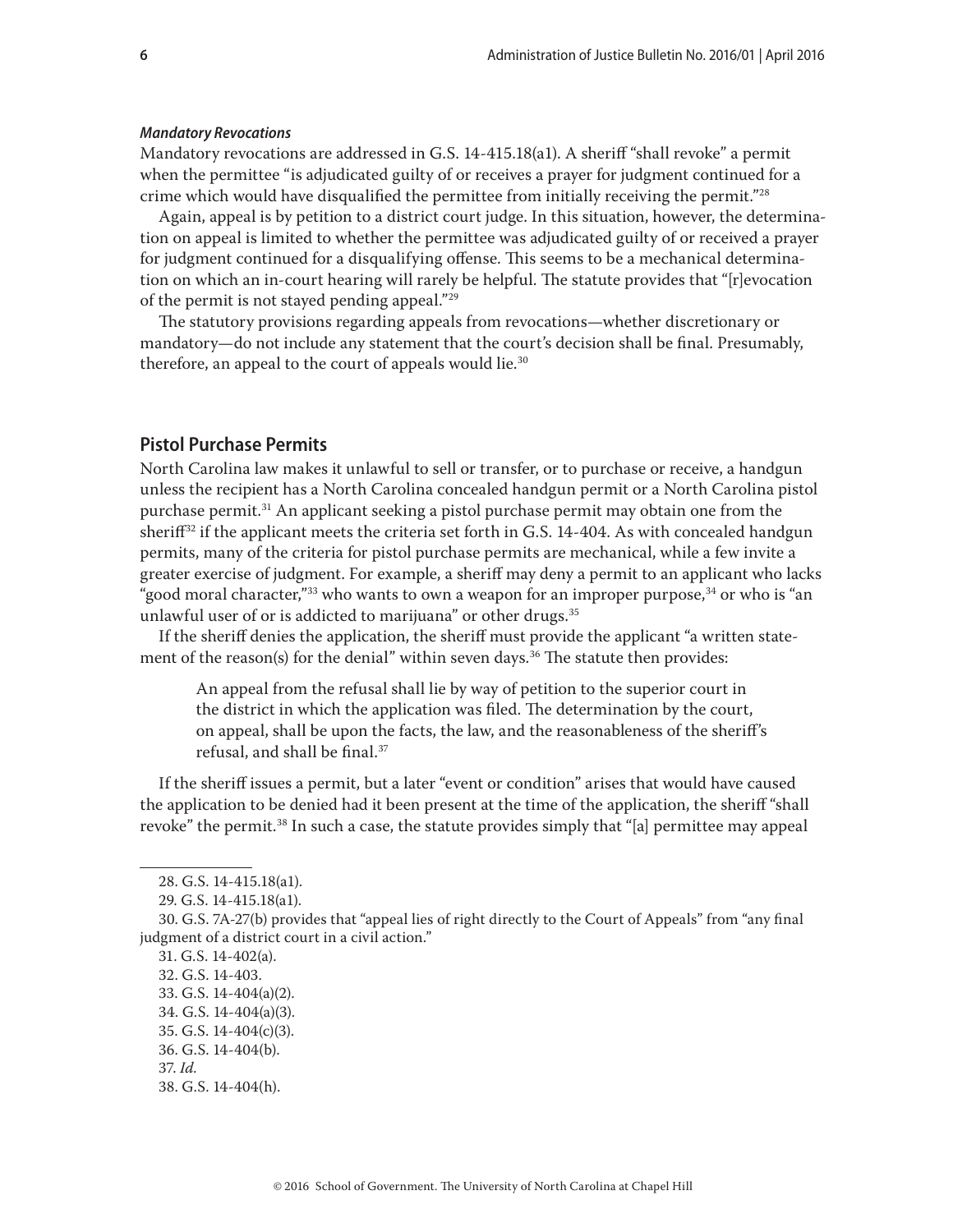### *Mandatory Revocations*

Mandatory revocations are addressed in G.S. 14-415.18(a1). A sheriff "shall revoke" a permit when the permittee "is adjudicated guilty of or receives a prayer for judgment continued for a crime which would have disqualified the permittee from initially receiving the permit."[28]

Again, appeal is by petition to a district court judge. In this situation, however, the determination on appeal is limited to whether the permittee was adjudicated guilty of or received a prayer for judgment continued for a disqualifying offense. This seems to be a mechanical determination on which an in-court hearing will rarely be helpful. The statute provides that "[r]evocation of the permit is not stayed pending appeal."[29]

The statutory provisions regarding appeals from revocations—whether discretionary or mandatory—do not include any statement that the court's decision shall be final. Presumably, therefore, an appeal to the court of appeals would lie.[30]

## Pistol Purchase Permits

North Carolina law makes it unlawful to sell or transfer, or to purchase or receive, a handgun unless the recipient has a North Carolina concealed handgun permit or a North Carolina pistol purchase permit.[31] An applicant seeking a pistol purchase permit may obtain one from the sheriff[32] if the applicant meets the criteria set forth in G.S. 14-404. As with concealed handgun permits, many of the criteria for pistol purchase permits are mechanical, while a few invite a greater exercise of judgment. For example, a sheriff may deny a permit to an applicant who lacks "good moral character,"[33] who wants to own a weapon for an improper purpose,[34] or who is "an unlawful user of or is addicted to marijuana" or other drugs.[35]

If the sheriff denies the application, the sheriff must provide the applicant "a written statement of the reason(s) for the denial" within seven days.[36] The statute then provides:

> An appeal from the refusal shall lie by way of petition to the superior court in the district in which the application was filed. The determination by the court, on appeal, shall be upon the facts, the law, and the reasonableness of the sheriff's refusal, and shall be final.[37]

If the sheriff issues a permit, but a later "event or condition" arises that would have caused the application to be denied had it been present at the time of the application, the sheriff "shall revoke" the permit.[38] In such a case, the statute provides simply that "[a] permittee may appeal

---

28. G.S. 14-415.18(a1).

29. G.S. 14-415.18(a1).

30. G.S. 7A-27(b) provides that "appeal lies of right directly to the Court of Appeals" from "any final judgment of a district court in a civil action."

31. G.S. 14-402(a).

32. G.S. 14-403.

33. G.S. 14-404(a)(2).

34. G.S. 14-404(a)(3).

35. G.S. 14-404(c)(3).

36. G.S. 14-404(b).

37. *Id.*

38. G.S. 14-404(h).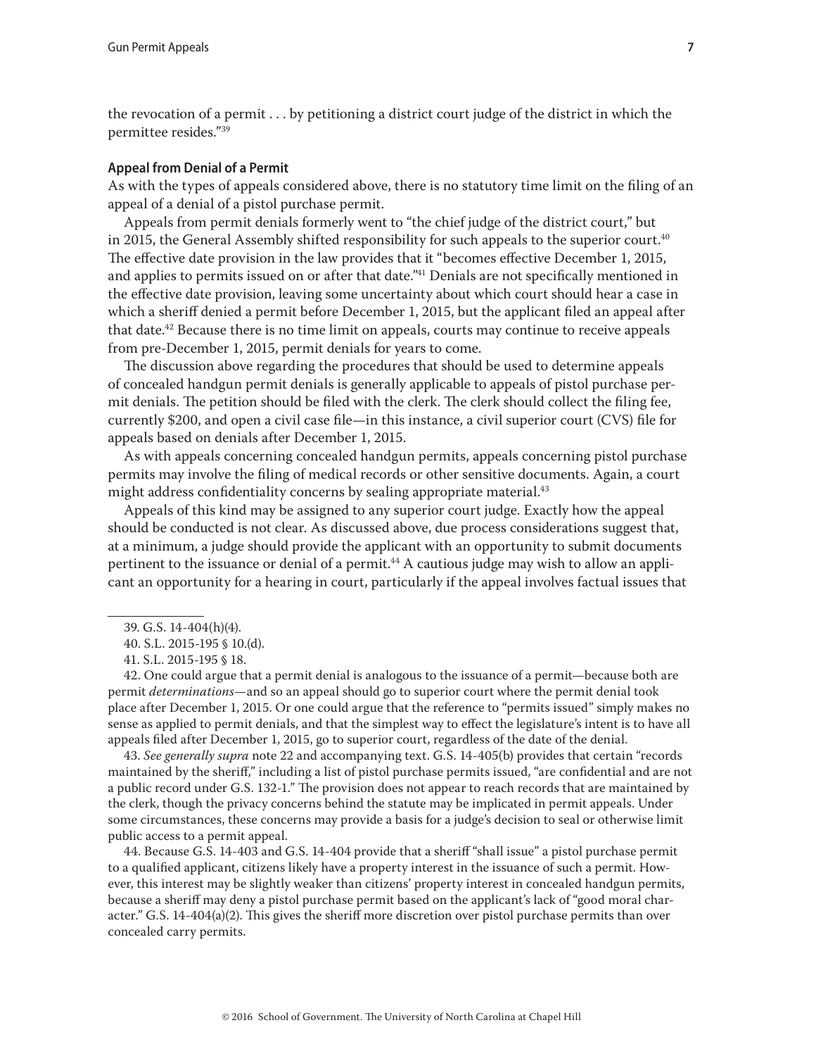the revocation of a permit . . . by petitioning a district court judge of the district in which the permittee resides."[39]

### Appeal from Denial of a Permit

As with the types of appeals considered above, there is no statutory time limit on the filing of an appeal of a denial of a pistol purchase permit.

Appeals from permit denials formerly went to "the chief judge of the district court," but in 2015, the General Assembly shifted responsibility for such appeals to the superior court.[40] The effective date provision in the law provides that it "becomes effective December 1, 2015, and applies to permits issued on or after that date."[41] Denials are not specifically mentioned in the effective date provision, leaving some uncertainty about which court should hear a case in which a sheriff denied a permit before December 1, 2015, but the applicant filed an appeal after that date.[42] Because there is no time limit on appeals, courts may continue to receive appeals from pre-December 1, 2015, permit denials for years to come.

The discussion above regarding the procedures that should be used to determine appeals of concealed handgun permit denials is generally applicable to appeals of pistol purchase permit denials. The petition should be filed with the clerk. The clerk should collect the filing fee, currently $200, and open a civil case file—in this instance, a civil superior court (CVS) file for appeals based on denials after December 1, 2015.

As with appeals concerning concealed handgun permits, appeals concerning pistol purchase permits may involve the filing of medical records or other sensitive documents. Again, a court might address confidentiality concerns by sealing appropriate material.[43]

Appeals of this kind may be assigned to any superior court judge. Exactly how the appeal should be conducted is not clear. As discussed above, due process considerations suggest that, at a minimum, a judge should provide the applicant with an opportunity to submit documents pertinent to the issuance or denial of a permit.[44] A cautious judge may wish to allow an applicant an opportunity for a hearing in court, particularly if the appeal involves factual issues that

---

39. G.S. 14-404(h)(4).

40. S.L. 2015-195 § 10.(d).

41. S.L. 2015-195 § 18.

42. One could argue that a permit denial is analogous to the issuance of a permit—because both are permit *determinations*—and so an appeal should go to superior court where the permit denial took place after December 1, 2015. Or one could argue that the reference to "permits issued" simply makes no sense as applied to permit denials, and that the simplest way to effect the legislature's intent is to have all appeals filed after December 1, 2015, go to superior court, regardless of the date of the denial.

43. *See generally supra* note 22 and accompanying text. G.S. 14-405(b) provides that certain "records maintained by the sheriff," including a list of pistol purchase permits issued, "are confidential and are not a public record under G.S. 132-1." The provision does not appear to reach records that are maintained by the clerk, though the privacy concerns behind the statute may be implicated in permit appeals. Under some circumstances, these concerns may provide a basis for a judge's decision to seal or otherwise limit public access to a permit appeal.

44. Because G.S. 14-403 and G.S. 14-404 provide that a sheriff "shall issue" a pistol purchase permit to a qualified applicant, citizens likely have a property interest in the issuance of such a permit. However, this interest may be slightly weaker than citizens' property interest in concealed handgun permits, because a sheriff may deny a pistol purchase permit based on the applicant's lack of "good moral character." G.S. 14-404(a)(2). This gives the sheriff more discretion over pistol purchase permits than over concealed carry permits.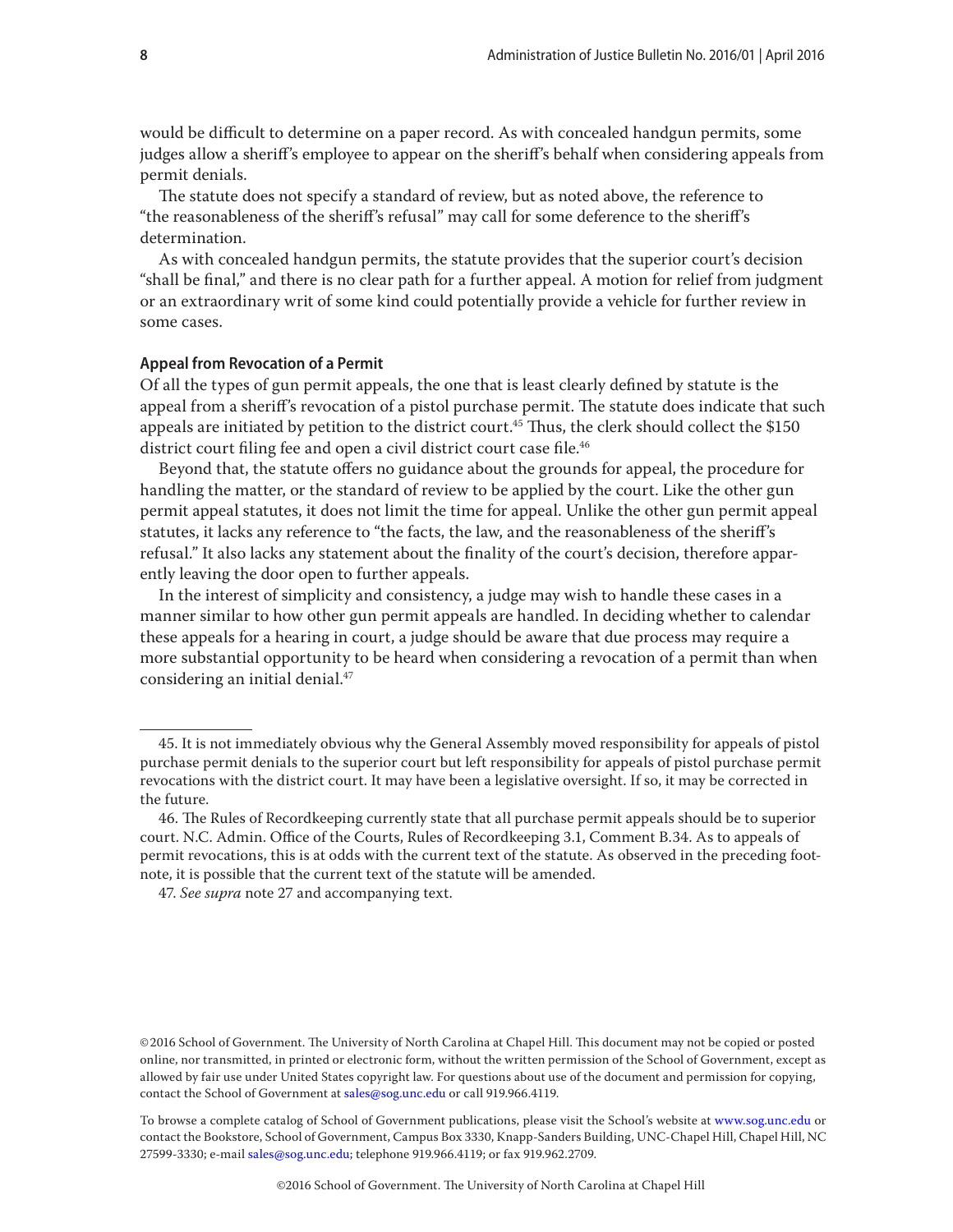would be difficult to determine on a paper record. As with concealed handgun permits, some judges allow a sheriff's employee to appear on the sheriff's behalf when considering appeals from permit denials.

The statute does not specify a standard of review, but as noted above, the reference to "the reasonableness of the sheriff's refusal" may call for some deference to the sheriff's determination.

As with concealed handgun permits, the statute provides that the superior court's decision "shall be final," and there is no clear path for a further appeal. A motion for relief from judgment or an extraordinary writ of some kind could potentially provide a vehicle for further review in some cases.

### Appeal from Revocation of a Permit

Of all the types of gun permit appeals, the one that is least clearly defined by statute is the appeal from a sheriff's revocation of a pistol purchase permit. The statute does indicate that such appeals are initiated by petition to the district court.[45] Thus, the clerk should collect the $150 district court filing fee and open a civil district court case file.[46]

Beyond that, the statute offers no guidance about the grounds for appeal, the procedure for handling the matter, or the standard of review to be applied by the court. Like the other gun permit appeal statutes, it does not limit the time for appeal. Unlike the other gun permit appeal statutes, it lacks any reference to "the facts, the law, and the reasonableness of the sheriff's refusal." It also lacks any statement about the finality of the court's decision, therefore apparently leaving the door open to further appeals.

In the interest of simplicity and consistency, a judge may wish to handle these cases in a manner similar to how other gun permit appeals are handled. In deciding whether to calendar these appeals for a hearing in court, a judge should be aware that due process may require a more substantial opportunity to be heard when considering a revocation of a permit than when considering an initial denial.[47]

---

45. It is not immediately obvious why the General Assembly moved responsibility for appeals of pistol purchase permit denials to the superior court but left responsibility for appeals of pistol purchase permit revocations with the district court. It may have been a legislative oversight. If so, it may be corrected in the future.

46. The Rules of Recordkeeping currently state that all purchase permit appeals should be to superior court. N.C. Admin. Office of the Courts, Rules of Recordkeeping 3.1, Comment B.34. As to appeals of permit revocations, this is at odds with the current text of the statute. As observed in the preceding footnote, it is possible that the current text of the statute will be amended.

47. *See supra* note 27 and accompanying text.

©2016 School of Government. The University of North Carolina at Chapel Hill. This document may not be copied or posted online, nor transmitted, in printed or electronic form, without the written permission of the School of Government, except as allowed by fair use under United States copyright law. For questions about use of the document and permission for copying, contact the School of Government at sales@sog.unc.edu or call 919.966.4119.

To browse a complete catalog of School of Government publications, please visit the School's website at www.sog.unc.edu or contact the Bookstore, School of Government, Campus Box 3330, Knapp-Sanders Building, UNC-Chapel Hill, Chapel Hill, NC 27599-3330; e-mail sales@sog.unc.edu; telephone 919.966.4119; or fax 919.962.2709.